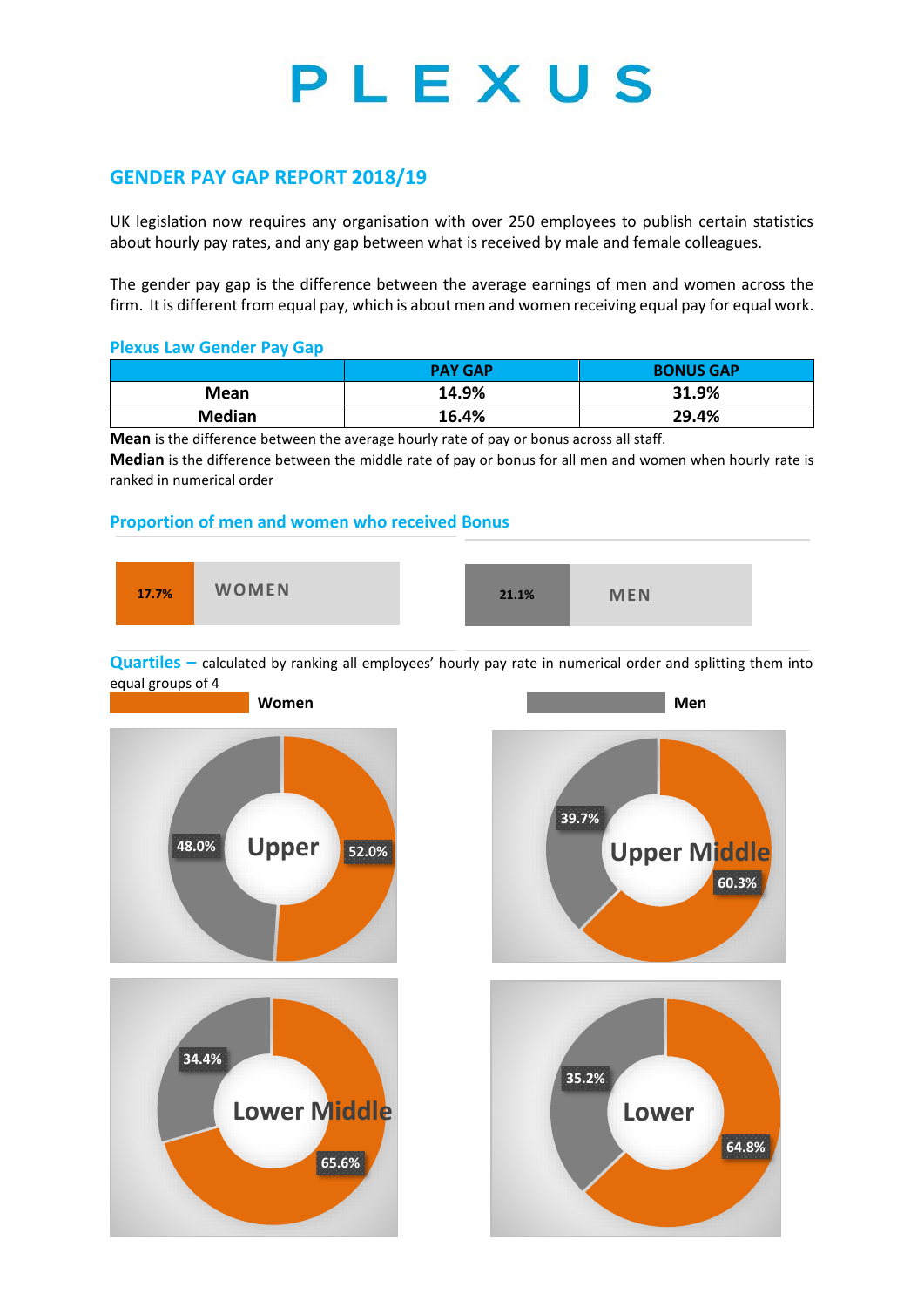# PLEXUS

## GENDER PAY GAP REPORT 2018/19

UK legislation now requires any organisation with over 250 employees to publish certain statistics about hourly pay rates, and any gap between what is received by male and female colleagues.

The gender pay gap is the difference between the average earnings of men and women across the firm. It is different from equal pay, which is about men and women receiving equal pay for equal work.

### Plexus Law Gender Pay Gap

| | PAY GAP | BONUS GAP |
|---|---|---|
| **Mean** | **14.9%** | **31.9%** |
| **Median** | **16.4%** | **29.4%** |

**Mean** is the difference between the average hourly rate of pay or bonus across all staff.

**Median** is the difference between the middle rate of pay or bonus for all men and women when hourly rate is ranked in numerical order

### Proportion of men and women who received Bonus

| WOMEN | MEN |
|---|---|
| 17.7% | 21.1% |

**Quartiles –** calculated by ranking all employees' hourly pay rate in numerical order and splitting them into equal groups of 4

| Quartile | Women | Men |
|---|---|---|
| Upper | 52.0% | 48.0% |
| Upper Middle | 60.3% | 39.7% |
| Lower Middle | 65.6% | 34.4% |
| Lower | 64.8% | 35.2% |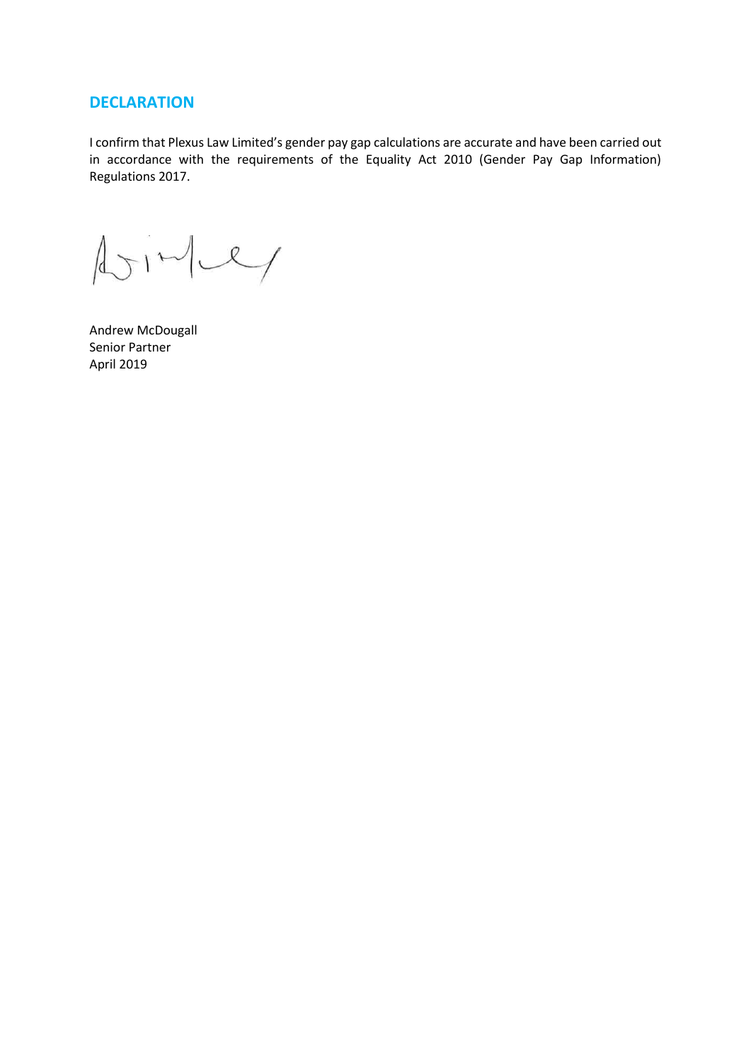## DECLARATION

I confirm that Plexus Law Limited's gender pay gap calculations are accurate and have been carried out in accordance with the requirements of the Equality Act 2010 (Gender Pay Gap Information) Regulations 2017.

Andrew McDougall
Senior Partner
April 2019